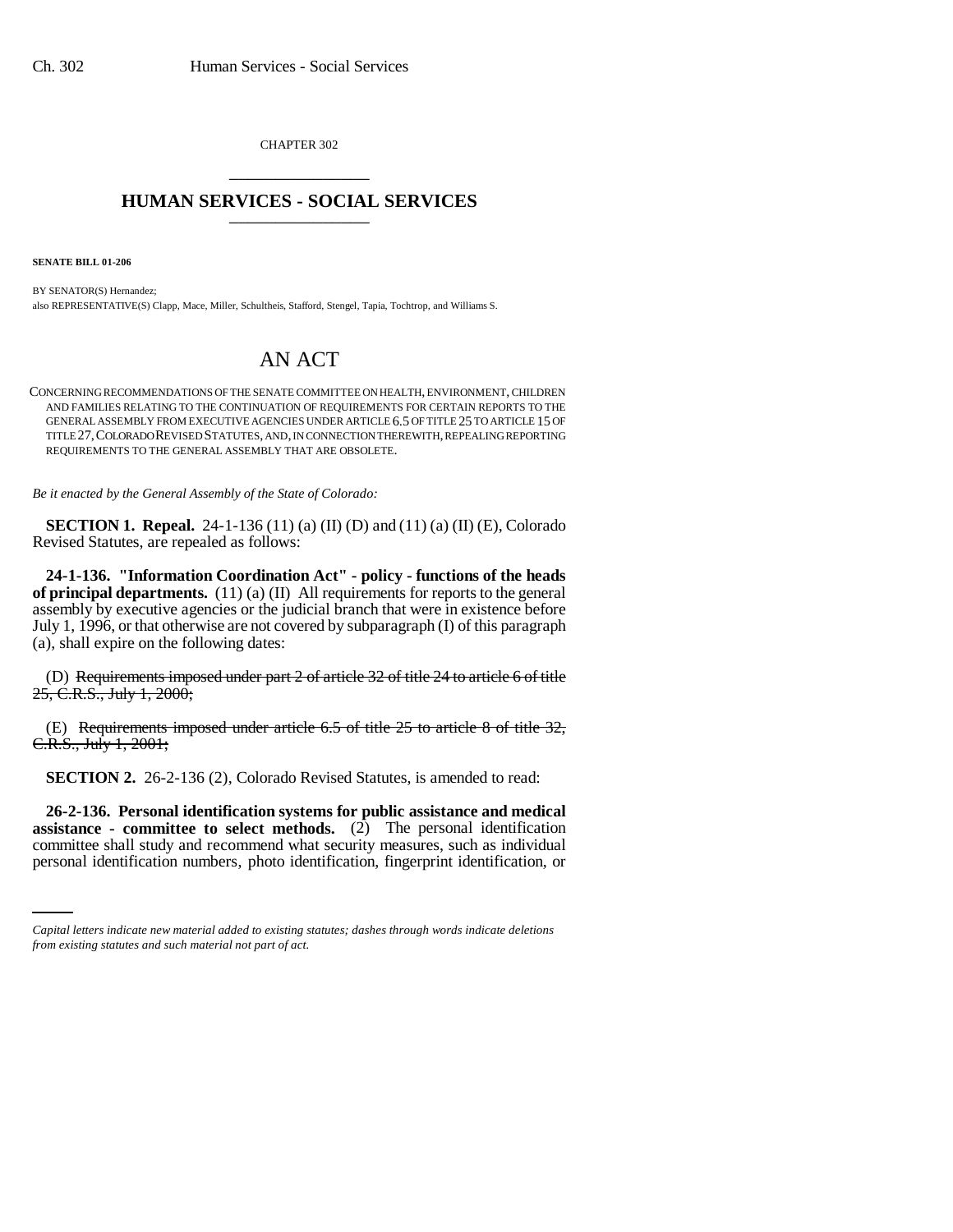CHAPTER 302

# HUMAN SERVICES - SOCIAL SERVICES

**SENATE BILL 01-206**

BY SENATOR(S) Hernandez;
also REPRESENTATIVE(S) Clapp, Mace, Miller, Schultheis, Stafford, Stengel, Tapia, Tochtrop, and Williams S.

# AN ACT

CONCERNING RECOMMENDATIONS OF THE SENATE COMMITTEE ON HEALTH, ENVIRONMENT, CHILDREN AND FAMILIES RELATING TO THE CONTINUATION OF REQUIREMENTS FOR CERTAIN REPORTS TO THE GENERAL ASSEMBLY FROM EXECUTIVE AGENCIES UNDER ARTICLE 6.5 OF TITLE 25 TO ARTICLE 15 OF TITLE 27, COLORADO REVISED STATUTES, AND, IN CONNECTION THEREWITH, REPEALING REPORTING REQUIREMENTS TO THE GENERAL ASSEMBLY THAT ARE OBSOLETE.

*Be it enacted by the General Assembly of the State of Colorado:*

**SECTION 1. Repeal.** 24-1-136 (11) (a) (II) (D) and (11) (a) (II) (E), Colorado Revised Statutes, are repealed as follows:

**24-1-136. "Information Coordination Act" - policy - functions of the heads of principal departments.** (11) (a) (II) All requirements for reports to the general assembly by executive agencies or the judicial branch that were in existence before July 1, 1996, or that otherwise are not covered by subparagraph (I) of this paragraph (a), shall expire on the following dates:

(D) ~~Requirements imposed under part 2 of article 32 of title 24 to article 6 of title 25, C.R.S., July 1, 2000;~~

(E) ~~Requirements imposed under article 6.5 of title 25 to article 8 of title 32, C.R.S., July 1, 2001;~~

**SECTION 2.** 26-2-136 (2), Colorado Revised Statutes, is amended to read:

**26-2-136. Personal identification systems for public assistance and medical assistance - committee to select methods.** (2) The personal identification committee shall study and recommend what security measures, such as individual personal identification numbers, photo identification, fingerprint identification, or

*Capital letters indicate new material added to existing statutes; dashes through words indicate deletions from existing statutes and such material not part of act.*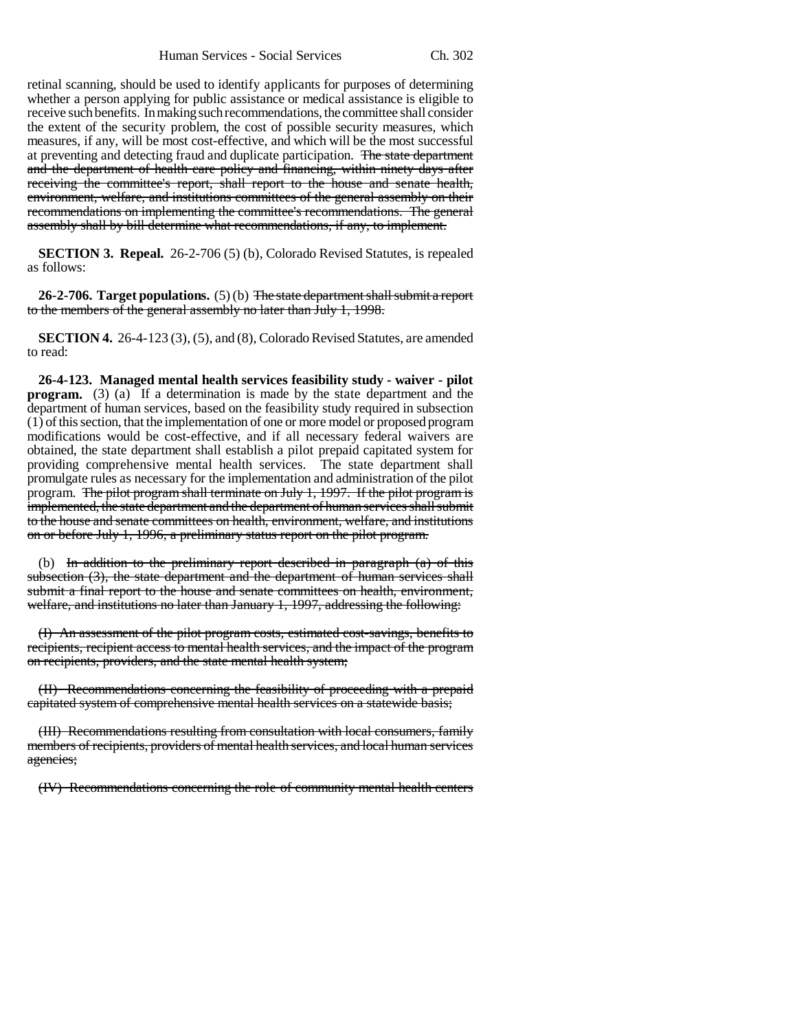retinal scanning, should be used to identify applicants for purposes of determining whether a person applying for public assistance or medical assistance is eligible to receive such benefits. In making such recommendations, the committee shall consider the extent of the security problem, the cost of possible security measures, which measures, if any, will be most cost-effective, and which will be the most successful at preventing and detecting fraud and duplicate participation. ~~The state department and the department of health care policy and financing, within ninety days after receiving the committee's report, shall report to the house and senate health, environment, welfare, and institutions committees of the general assembly on their recommendations on implementing the committee's recommendations. The general assembly shall by bill determine what recommendations, if any, to implement.~~

**SECTION 3. Repeal.** 26-2-706 (5) (b), Colorado Revised Statutes, is repealed as follows:

**26-2-706. Target populations.** (5) (b) ~~The state department shall submit a report to the members of the general assembly no later than July 1, 1998.~~

**SECTION 4.** 26-4-123 (3), (5), and (8), Colorado Revised Statutes, are amended to read:

**26-4-123. Managed mental health services feasibility study - waiver - pilot program.** (3) (a) If a determination is made by the state department and the department of human services, based on the feasibility study required in subsection (1) of this section, that the implementation of one or more model or proposed program modifications would be cost-effective, and if all necessary federal waivers are obtained, the state department shall establish a pilot prepaid capitated system for providing comprehensive mental health services. The state department shall promulgate rules as necessary for the implementation and administration of the pilot program. ~~The pilot program shall terminate on July 1, 1997. If the pilot program is implemented, the state department and the department of human services shall submit to the house and senate committees on health, environment, welfare, and institutions on or before July 1, 1996, a preliminary status report on the pilot program.~~

(b) ~~In addition to the preliminary report described in paragraph (a) of this subsection (3), the state department and the department of human services shall submit a final report to the house and senate committees on health, environment, welfare, and institutions no later than January 1, 1997, addressing the following:~~

~~(I) An assessment of the pilot program costs, estimated cost-savings, benefits to recipients, recipient access to mental health services, and the impact of the program on recipients, providers, and the state mental health system;~~

~~(II) Recommendations concerning the feasibility of proceeding with a prepaid capitated system of comprehensive mental health services on a statewide basis;~~

~~(III) Recommendations resulting from consultation with local consumers, family members of recipients, providers of mental health services, and local human services agencies;~~

~~(IV) Recommendations concerning the role of community mental health centers~~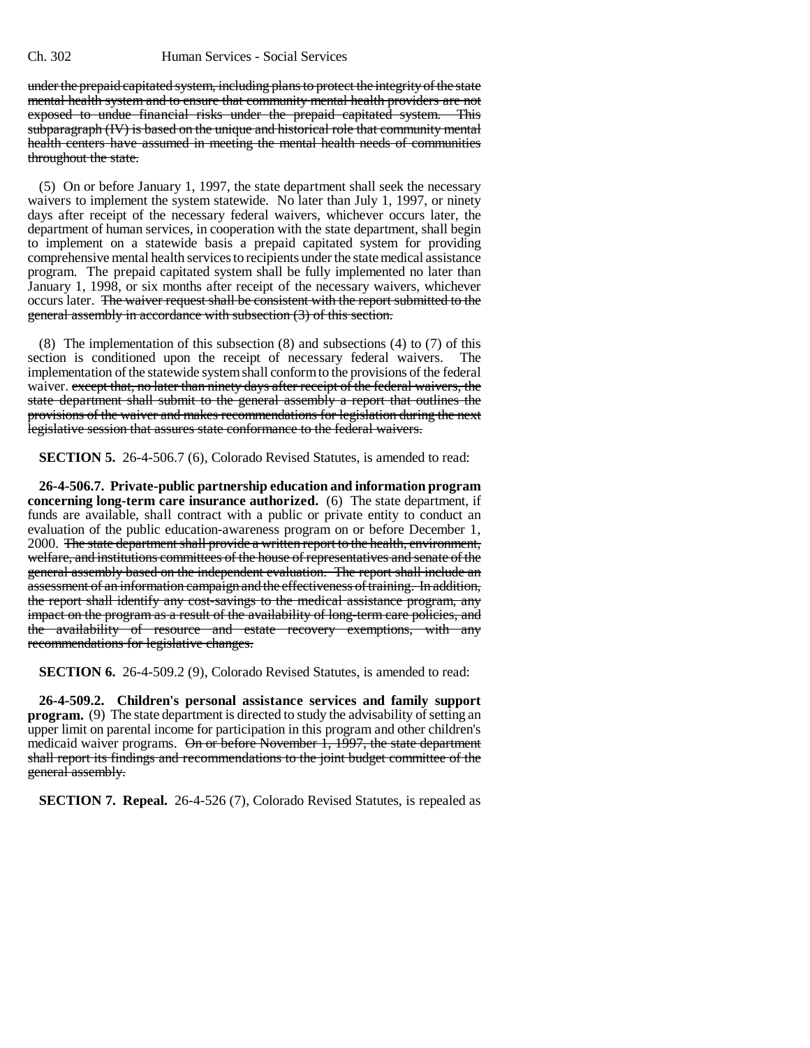under the prepaid capitated system, including plans to protect the integrity of the state mental health system and to ensure that community mental health providers are not exposed to undue financial risks under the prepaid capitated system. This subparagraph (IV) is based on the unique and historical role that community mental health centers have assumed in meeting the mental health needs of communities throughout the state.

(5) On or before January 1, 1997, the state department shall seek the necessary waivers to implement the system statewide. No later than July 1, 1997, or ninety days after receipt of the necessary federal waivers, whichever occurs later, the department of human services, in cooperation with the state department, shall begin to implement on a statewide basis a prepaid capitated system for providing comprehensive mental health services to recipients under the state medical assistance program. The prepaid capitated system shall be fully implemented no later than January 1, 1998, or six months after receipt of the necessary waivers, whichever occurs later. The waiver request shall be consistent with the report submitted to the general assembly in accordance with subsection (3) of this section.

(8) The implementation of this subsection (8) and subsections (4) to (7) of this section is conditioned upon the receipt of necessary federal waivers. The implementation of the statewide system shall conform to the provisions of the federal waiver. except that, no later than ninety days after receipt of the federal waivers, the state department shall submit to the general assembly a report that outlines the provisions of the waiver and makes recommendations for legislation during the next legislative session that assures state conformance to the federal waivers.

**SECTION 5.** 26-4-506.7 (6), Colorado Revised Statutes, is amended to read:

**26-4-506.7. Private-public partnership education and information program concerning long-term care insurance authorized.** (6) The state department, if funds are available, shall contract with a public or private entity to conduct an evaluation of the public education-awareness program on or before December 1, 2000. The state department shall provide a written report to the health, environment, welfare, and institutions committees of the house of representatives and senate of the general assembly based on the independent evaluation. The report shall include an assessment of an information campaign and the effectiveness of training. In addition, the report shall identify any cost-savings to the medical assistance program, any impact on the program as a result of the availability of long-term care policies, and the availability of resource and estate recovery exemptions, with any recommendations for legislative changes.

**SECTION 6.** 26-4-509.2 (9), Colorado Revised Statutes, is amended to read:

**26-4-509.2. Children's personal assistance services and family support program.** (9) The state department is directed to study the advisability of setting an upper limit on parental income for participation in this program and other children's medicaid waiver programs. On or before November 1, 1997, the state department shall report its findings and recommendations to the joint budget committee of the general assembly.

**SECTION 7. Repeal.** 26-4-526 (7), Colorado Revised Statutes, is repealed as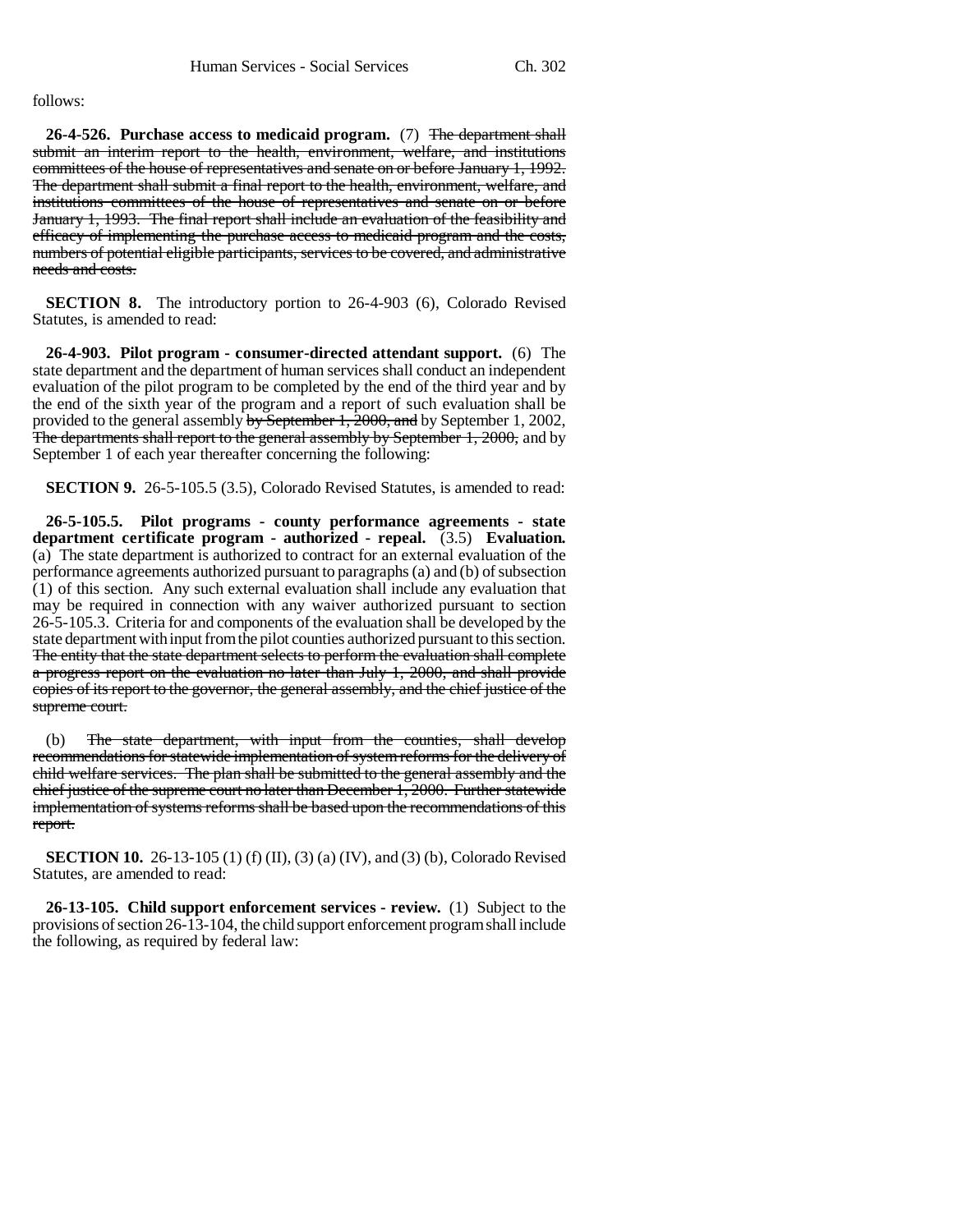follows:

**26-4-526. Purchase access to medicaid program.** (7) ~~The department shall submit an interim report to the health, environment, welfare, and institutions committees of the house of representatives and senate on or before January 1, 1992. The department shall submit a final report to the health, environment, welfare, and institutions committees of the house of representatives and senate on or before January 1, 1993. The final report shall include an evaluation of the feasibility and efficacy of implementing the purchase access to medicaid program and the costs, numbers of potential eligible participants, services to be covered, and administrative needs and costs.~~

**SECTION 8.** The introductory portion to 26-4-903 (6), Colorado Revised Statutes, is amended to read:

**26-4-903. Pilot program - consumer-directed attendant support.** (6) The state department and the department of human services shall conduct an independent evaluation of the pilot program to be completed by the end of the third year and by the end of the sixth year of the program and a report of such evaluation shall be provided to the general assembly ~~by September 1, 2000, and~~ by September 1, 2002, ~~The departments shall report to the general assembly by September 1, 2000,~~ and by September 1 of each year thereafter concerning the following:

**SECTION 9.** 26-5-105.5 (3.5), Colorado Revised Statutes, is amended to read:

**26-5-105.5. Pilot programs - county performance agreements - state department certificate program - authorized - repeal.** (3.5) **Evaluation.** (a) The state department is authorized to contract for an external evaluation of the performance agreements authorized pursuant to paragraphs (a) and (b) of subsection (1) of this section. Any such external evaluation shall include any evaluation that may be required in connection with any waiver authorized pursuant to section 26-5-105.3. Criteria for and components of the evaluation shall be developed by the state department with input from the pilot counties authorized pursuant to this section. ~~The entity that the state department selects to perform the evaluation shall complete a progress report on the evaluation no later than July 1, 2000, and shall provide copies of its report to the governor, the general assembly, and the chief justice of the supreme court.~~

(b) ~~The state department, with input from the counties, shall develop recommendations for statewide implementation of system reforms for the delivery of child welfare services. The plan shall be submitted to the general assembly and the chief justice of the supreme court no later than December 1, 2000. Further statewide implementation of systems reforms shall be based upon the recommendations of this report.~~

**SECTION 10.** 26-13-105 (1) (f) (II), (3) (a) (IV), and (3) (b), Colorado Revised Statutes, are amended to read:

**26-13-105. Child support enforcement services - review.** (1) Subject to the provisions of section 26-13-104, the child support enforcement program shall include the following, as required by federal law: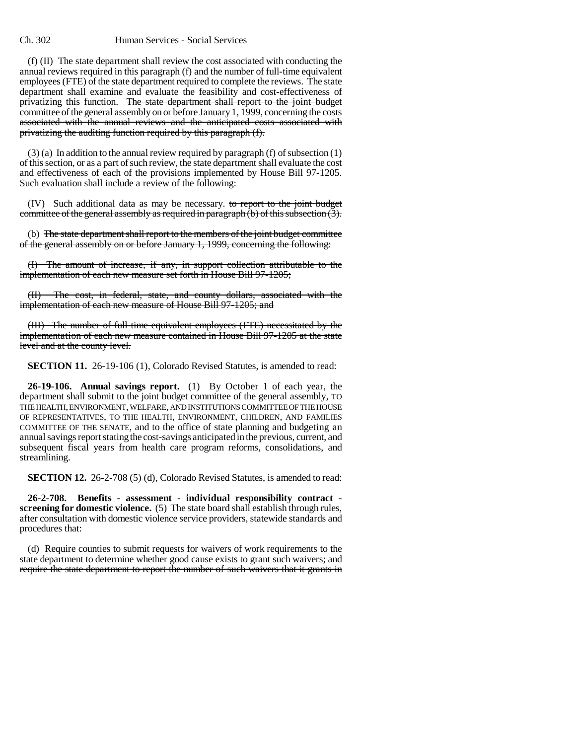(f) (II) The state department shall review the cost associated with conducting the annual reviews required in this paragraph (f) and the number of full-time equivalent employees (FTE) of the state department required to complete the reviews. The state department shall examine and evaluate the feasibility and cost-effectiveness of privatizing this function. ~~The state department shall report to the joint budget committee of the general assembly on or before January 1, 1999, concerning the costs associated with the annual reviews and the anticipated costs associated with privatizing the auditing function required by this paragraph (f).~~

(3) (a) In addition to the annual review required by paragraph (f) of subsection (1) of this section, or as a part of such review, the state department shall evaluate the cost and effectiveness of each of the provisions implemented by House Bill 97-1205. Such evaluation shall include a review of the following:

(IV) Such additional data as may be necessary. ~~to report to the joint budget committee of the general assembly as required in paragraph (b) of this subsection (3).~~

(b) ~~The state department shall report to the members of the joint budget committee of the general assembly on or before January 1, 1999, concerning the following:~~

~~(I) The amount of increase, if any, in support collection attributable to the implementation of each new measure set forth in House Bill 97-1205;~~

~~(II) The cost, in federal, state, and county dollars, associated with the implementation of each new measure of House Bill 97-1205; and~~

~~(III) The number of full-time equivalent employees (FTE) necessitated by the implementation of each new measure contained in House Bill 97-1205 at the state level and at the county level.~~

**SECTION 11.** 26-19-106 (1), Colorado Revised Statutes, is amended to read:

**26-19-106. Annual savings report.** (1) By October 1 of each year, the department shall submit to the joint budget committee of the general assembly, TO THE HEALTH, ENVIRONMENT, WELFARE, AND INSTITUTIONS COMMITTEE OF THE HOUSE OF REPRESENTATIVES, TO THE HEALTH, ENVIRONMENT, CHILDREN, AND FAMILIES COMMITTEE OF THE SENATE, and to the office of state planning and budgeting an annual savings report stating the cost-savings anticipated in the previous, current, and subsequent fiscal years from health care program reforms, consolidations, and streamlining.

**SECTION 12.** 26-2-708 (5) (d), Colorado Revised Statutes, is amended to read:

**26-2-708. Benefits - assessment - individual responsibility contract - screening for domestic violence.** (5) The state board shall establish through rules, after consultation with domestic violence service providers, statewide standards and procedures that:

(d) Require counties to submit requests for waivers of work requirements to the state department to determine whether good cause exists to grant such waivers; ~~and require the state department to report the number of such waivers that it grants in~~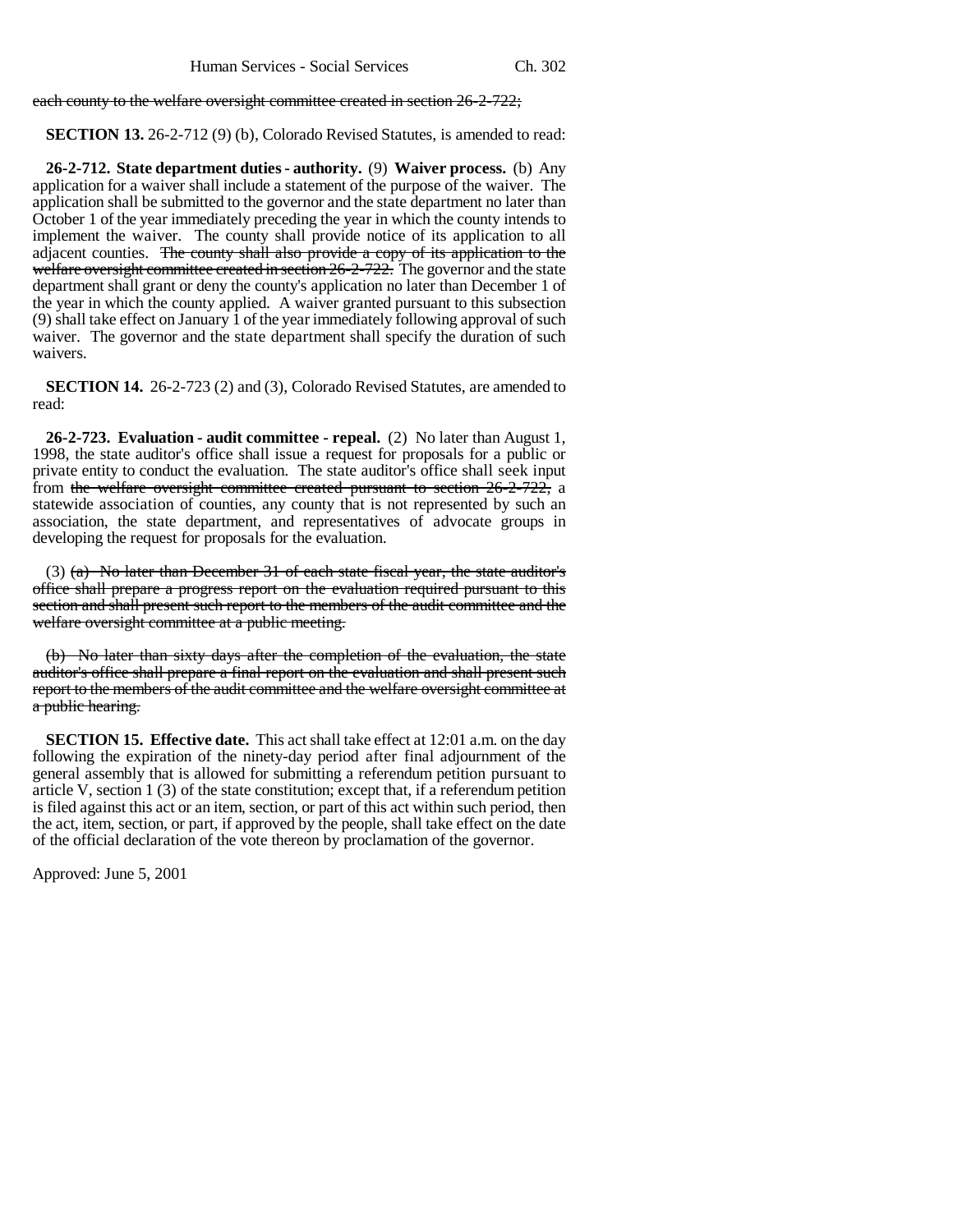each county to the welfare oversight committee created in section 26-2-722;

**SECTION 13.** 26-2-712 (9) (b), Colorado Revised Statutes, is amended to read:

**26-2-712. State department duties - authority.** (9) **Waiver process.** (b) Any application for a waiver shall include a statement of the purpose of the waiver. The application shall be submitted to the governor and the state department no later than October 1 of the year immediately preceding the year in which the county intends to implement the waiver. The county shall provide notice of its application to all adjacent counties. ~~The county shall also provide a copy of its application to the welfare oversight committee created in section 26-2-722.~~ The governor and the state department shall grant or deny the county's application no later than December 1 of the year in which the county applied. A waiver granted pursuant to this subsection (9) shall take effect on January 1 of the year immediately following approval of such waiver. The governor and the state department shall specify the duration of such waivers.

**SECTION 14.** 26-2-723 (2) and (3), Colorado Revised Statutes, are amended to read:

**26-2-723. Evaluation - audit committee - repeal.** (2) No later than August 1, 1998, the state auditor's office shall issue a request for proposals for a public or private entity to conduct the evaluation. The state auditor's office shall seek input from ~~the welfare oversight committee created pursuant to section 26-2-722,~~ a statewide association of counties, any county that is not represented by such an association, the state department, and representatives of advocate groups in developing the request for proposals for the evaluation.

(3) ~~(a) No later than December 31 of each state fiscal year, the state auditor's office shall prepare a progress report on the evaluation required pursuant to this section and shall present such report to the members of the audit committee and the welfare oversight committee at a public meeting.~~

~~(b) No later than sixty days after the completion of the evaluation, the state auditor's office shall prepare a final report on the evaluation and shall present such report to the members of the audit committee and the welfare oversight committee at a public hearing.~~

**SECTION 15. Effective date.** This act shall take effect at 12:01 a.m. on the day following the expiration of the ninety-day period after final adjournment of the general assembly that is allowed for submitting a referendum petition pursuant to article V, section 1 (3) of the state constitution; except that, if a referendum petition is filed against this act or an item, section, or part of this act within such period, then the act, item, section, or part, if approved by the people, shall take effect on the date of the official declaration of the vote thereon by proclamation of the governor.

Approved: June 5, 2001